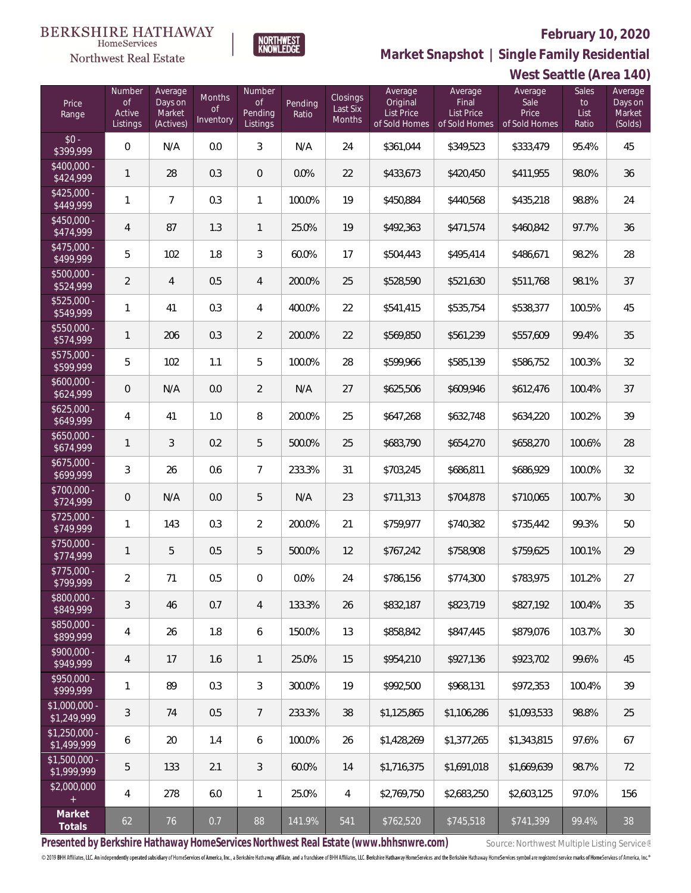BERKSHIRE HATHAWAY HomeServices Northwest Real Estate

NORTHWEST KNOWLEDGE

# February 10, 2020

## Market Snapshot | Single Family Residential

## West Seattle (Area 140)

| Price Range | Number of Active Listings | Average Days on Market (Actives) | Months of Inventory | Number of Pending Listings | Pending Ratio | Closings Last Six Months | Average Original List Price of Sold Homes | Average Final List Price of Sold Homes | Average Sale Price of Sold Homes | Sales to List Ratio | Average Days on Market (Solds) |
|---|---|---|---|---|---|---|---|---|---|---|---|
| $0 - $399,999 | 0 | N/A | 0.0 | 3 | N/A | 24 | $361,044 | $349,523 | $333,479 | 95.4% | 45 |
| $400,000 - $424,999 | 1 | 28 | 0.3 | 0 | 0.0% | 22 | $433,673 | $420,450 | $411,955 | 98.0% | 36 |
| $425,000 - $449,999 | 1 | 7 | 0.3 | 1 | 100.0% | 19 | $450,884 | $440,568 | $435,218 | 98.8% | 24 |
| $450,000 - $474,999 | 4 | 87 | 1.3 | 1 | 25.0% | 19 | $492,363 | $471,574 | $460,842 | 97.7% | 36 |
| $475,000 - $499,999 | 5 | 102 | 1.8 | 3 | 60.0% | 17 | $504,443 | $495,414 | $486,671 | 98.2% | 28 |
| $500,000 - $524,999 | 2 | 4 | 0.5 | 4 | 200.0% | 25 | $528,590 | $521,630 | $511,768 | 98.1% | 37 |
| $525,000 - $549,999 | 1 | 41 | 0.3 | 4 | 400.0% | 22 | $541,415 | $535,754 | $538,377 | 100.5% | 45 |
| $550,000 - $574,999 | 1 | 206 | 0.3 | 2 | 200.0% | 22 | $569,850 | $561,239 | $557,609 | 99.4% | 35 |
| $575,000 - $599,999 | 5 | 102 | 1.1 | 5 | 100.0% | 28 | $599,966 | $585,139 | $586,752 | 100.3% | 32 |
| $600,000 - $624,999 | 0 | N/A | 0.0 | 2 | N/A | 27 | $625,506 | $609,946 | $612,476 | 100.4% | 37 |
| $625,000 - $649,999 | 4 | 41 | 1.0 | 8 | 200.0% | 25 | $647,268 | $632,748 | $634,220 | 100.2% | 39 |
| $650,000 - $674,999 | 1 | 3 | 0.2 | 5 | 500.0% | 25 | $683,790 | $654,270 | $658,270 | 100.6% | 28 |
| $675,000 - $699,999 | 3 | 26 | 0.6 | 7 | 233.3% | 31 | $703,245 | $686,811 | $686,929 | 100.0% | 32 |
| $700,000 - $724,999 | 0 | N/A | 0.0 | 5 | N/A | 23 | $711,313 | $704,878 | $710,065 | 100.7% | 30 |
| $725,000 - $749,999 | 1 | 143 | 0.3 | 2 | 200.0% | 21 | $759,977 | $740,382 | $735,442 | 99.3% | 50 |
| $750,000 - $774,999 | 1 | 5 | 0.5 | 5 | 500.0% | 12 | $767,242 | $758,908 | $759,625 | 100.1% | 29 |
| $775,000 - $799,999 | 2 | 71 | 0.5 | 0 | 0.0% | 24 | $786,156 | $774,300 | $783,975 | 101.2% | 27 |
| $800,000 - $849,999 | 3 | 46 | 0.7 | 4 | 133.3% | 26 | $832,187 | $823,719 | $827,192 | 100.4% | 35 |
| $850,000 - $899,999 | 4 | 26 | 1.8 | 6 | 150.0% | 13 | $858,842 | $847,445 | $879,076 | 103.7% | 30 |
| $900,000 - $949,999 | 4 | 17 | 1.6 | 1 | 25.0% | 15 | $954,210 | $927,136 | $923,702 | 99.6% | 45 |
| $950,000 - $999,999 | 1 | 89 | 0.3 | 3 | 300.0% | 19 | $992,500 | $968,131 | $972,353 | 100.4% | 39 |
| $1,000,000 - $1,249,999 | 3 | 74 | 0.5 | 7 | 233.3% | 38 | $1,125,865 | $1,106,286 | $1,093,533 | 98.8% | 25 |
| $1,250,000 - $1,499,999 | 6 | 20 | 1.4 | 6 | 100.0% | 26 | $1,428,269 | $1,377,265 | $1,343,815 | 97.6% | 67 |
| $1,500,000 - $1,999,999 | 5 | 133 | 2.1 | 3 | 60.0% | 14 | $1,716,375 | $1,691,018 | $1,669,639 | 98.7% | 72 |
| $2,000,000 + | 4 | 278 | 6.0 | 1 | 25.0% | 4 | $2,769,750 | $2,683,250 | $2,603,125 | 97.0% | 156 |
| **Market Totals** | 62 | 76 | 0.7 | 88 | 141.9% | 541 | $762,520 | $745,518 | $741,399 | 99.4% | 38 |

**Presented by Berkshire Hathaway HomeServices Northwest Real Estate (www.bhhsnwre.com)**

Source: Northwest Multiple Listing Service®

© 2019 BHH Affiliates, LLC. An independently operated subsidiary of HomeServices of America, Inc., a Berkshire Hathaway affiliate, and a franchisee of BHH Affiliates, LLC. Berkshire Hathaway HomeServices and the Berkshire Hathaway HomeServices symbol are registered service marks of HomeServices of America, Inc.®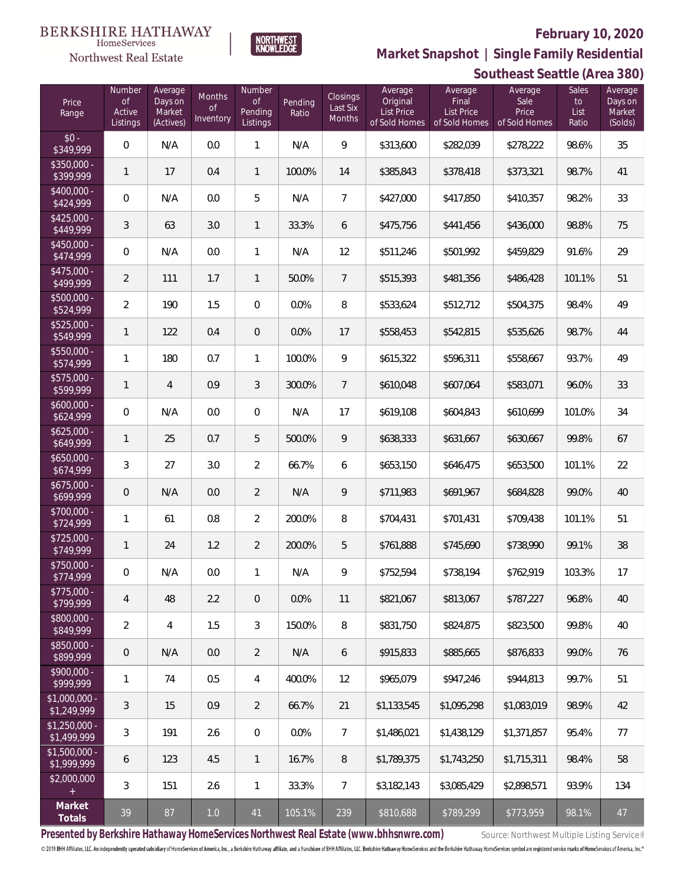BERKSHIRE HATHAWAY HomeServices Northwest Real Estate

NORTHWEST KNOWLEDGE

**February 10, 2020**

**Market Snapshot | Single Family Residential**

**Southeast Seattle (Area 380)**

| Price Range | Number of Active Listings | Average Days on Market (Actives) | Months of Inventory | Number of Pending Listings | Pending Ratio | Closings Last Six Months | Average Original List Price of Sold Homes | Average Final List Price of Sold Homes | Average Sale Price of Sold Homes | Sales to List Ratio | Average Days on Market (Solds) |
|---|---|---|---|---|---|---|---|---|---|---|---|
| $0 - $349,999 | 0 | N/A | 0.0 | 1 | N/A | 9 | $313,600 | $282,039 | $278,222 | 98.6% | 35 |
| $350,000 - $399,999 | 1 | 17 | 0.4 | 1 | 100.0% | 14 | $385,843 | $378,418 | $373,321 | 98.7% | 41 |
| $400,000 - $424,999 | 0 | N/A | 0.0 | 5 | N/A | 7 | $427,000 | $417,850 | $410,357 | 98.2% | 33 |
| $425,000 - $449,999 | 3 | 63 | 3.0 | 1 | 33.3% | 6 | $475,756 | $441,456 | $436,000 | 98.8% | 75 |
| $450,000 - $474,999 | 0 | N/A | 0.0 | 1 | N/A | 12 | $511,246 | $501,992 | $459,829 | 91.6% | 29 |
| $475,000 - $499,999 | 2 | 111 | 1.7 | 1 | 50.0% | 7 | $515,393 | $481,356 | $486,428 | 101.1% | 51 |
| $500,000 - $524,999 | 2 | 190 | 1.5 | 0 | 0.0% | 8 | $533,624 | $512,712 | $504,375 | 98.4% | 49 |
| $525,000 - $549,999 | 1 | 122 | 0.4 | 0 | 0.0% | 17 | $558,453 | $542,815 | $535,626 | 98.7% | 44 |
| $550,000 - $574,999 | 1 | 180 | 0.7 | 1 | 100.0% | 9 | $615,322 | $596,311 | $558,667 | 93.7% | 49 |
| $575,000 - $599,999 | 1 | 4 | 0.9 | 3 | 300.0% | 7 | $610,048 | $607,064 | $583,071 | 96.0% | 33 |
| $600,000 - $624,999 | 0 | N/A | 0.0 | 0 | N/A | 17 | $619,108 | $604,843 | $610,699 | 101.0% | 34 |
| $625,000 - $649,999 | 1 | 25 | 0.7 | 5 | 500.0% | 9 | $638,333 | $631,667 | $630,667 | 99.8% | 67 |
| $650,000 - $674,999 | 3 | 27 | 3.0 | 2 | 66.7% | 6 | $653,150 | $646,475 | $653,500 | 101.1% | 22 |
| $675,000 - $699,999 | 0 | N/A | 0.0 | 2 | N/A | 9 | $711,983 | $691,967 | $684,828 | 99.0% | 40 |
| $700,000 - $724,999 | 1 | 61 | 0.8 | 2 | 200.0% | 8 | $704,431 | $701,431 | $709,438 | 101.1% | 51 |
| $725,000 - $749,999 | 1 | 24 | 1.2 | 2 | 200.0% | 5 | $761,888 | $745,690 | $738,990 | 99.1% | 38 |
| $750,000 - $774,999 | 0 | N/A | 0.0 | 1 | N/A | 9 | $752,594 | $738,194 | $762,919 | 103.3% | 17 |
| $775,000 - $799,999 | 4 | 48 | 2.2 | 0 | 0.0% | 11 | $821,067 | $813,067 | $787,227 | 96.8% | 40 |
| $800,000 - $849,999 | 2 | 4 | 1.5 | 3 | 150.0% | 8 | $831,750 | $824,875 | $823,500 | 99.8% | 40 |
| $850,000 - $899,999 | 0 | N/A | 0.0 | 2 | N/A | 6 | $915,833 | $885,665 | $876,833 | 99.0% | 76 |
| $900,000 - $999,999 | 1 | 74 | 0.5 | 4 | 400.0% | 12 | $965,079 | $947,246 | $944,813 | 99.7% | 51 |
| $1,000,000 - $1,249,999 | 3 | 15 | 0.9 | 2 | 66.7% | 21 | $1,133,545 | $1,095,298 | $1,083,019 | 98.9% | 42 |
| $1,250,000 - $1,499,999 | 3 | 191 | 2.6 | 0 | 0.0% | 7 | $1,486,021 | $1,438,129 | $1,371,857 | 95.4% | 77 |
| $1,500,000 - $1,999,999 | 6 | 123 | 4.5 | 1 | 16.7% | 8 | $1,789,375 | $1,743,250 | $1,715,311 | 98.4% | 58 |
| $2,000,000 + | 3 | 151 | 2.6 | 1 | 33.3% | 7 | $3,182,143 | $3,085,429 | $2,898,571 | 93.9% | 134 |
| **Market Totals** | 39 | 87 | 1.0 | 41 | 105.1% | 239 | $810,688 | $789,299 | $773,959 | 98.1% | 47 |

**Presented by Berkshire Hathaway HomeServices Northwest Real Estate (www.bhhsnwre.com)**

Source: Northwest Multiple Listing Service®

© 2019 BHH Affiliates, LLC. An independently operated subsidiary of HomeServices of America, Inc., a Berkshire Hathaway affiliate, and a franchisee of BHH Affiliates, LLC. Berkshire Hathaway HomeServices and the Berkshire Hathaway HomeServices symbol are registered service marks of HomeServices of America, Inc.®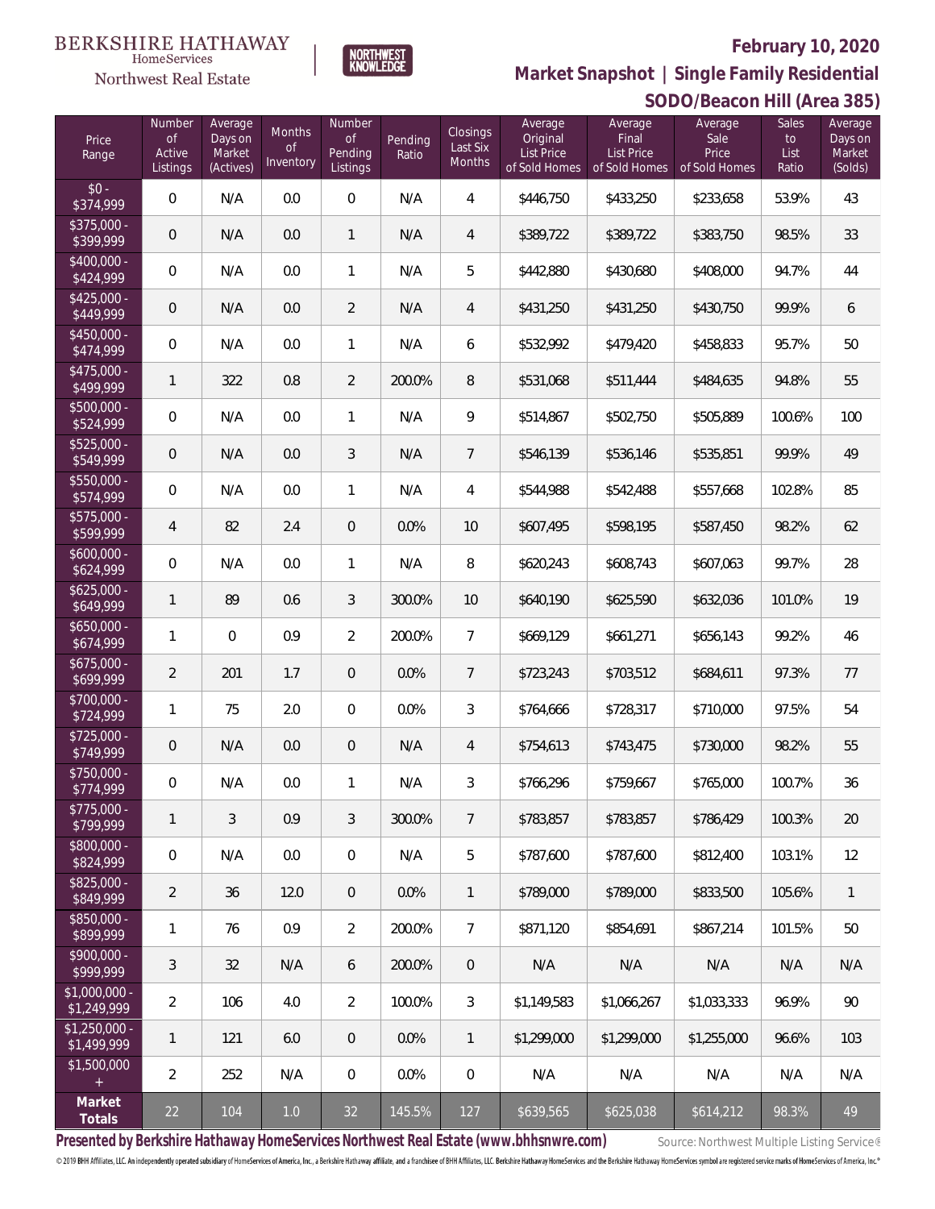BERKSHIRE HATHAWAY HomeServices Northwest Real Estate

NORTHWEST KNOWLEDGE

## February 10, 2020

## Market Snapshot | Single Family Residential

## SODO/Beacon Hill (Area 385)

| Price Range | Number of Active Listings | Average Days on Market (Actives) | Months of Inventory | Number of Pending Listings | Pending Ratio | Closings Last Six Months | Average Original List Price of Sold Homes | Average Final List Price of Sold Homes | Average Sale Price of Sold Homes | Sales to List Ratio | Average Days on Market (Solds) |
|---|---|---|---|---|---|---|---|---|---|---|---|
| $0 - $374,999 | 0 | N/A | 0.0 | 0 | N/A | 4 | $446,750 | $433,250 | $233,658 | 53.9% | 43 |
| $375,000 - $399,999 | 0 | N/A | 0.0 | 1 | N/A | 4 | $389,722 | $389,722 | $383,750 | 98.5% | 33 |
| $400,000 - $424,999 | 0 | N/A | 0.0 | 1 | N/A | 5 | $442,880 | $430,680 | $408,000 | 94.7% | 44 |
| $425,000 - $449,999 | 0 | N/A | 0.0 | 2 | N/A | 4 | $431,250 | $431,250 | $430,750 | 99.9% | 6 |
| $450,000 - $474,999 | 0 | N/A | 0.0 | 1 | N/A | 6 | $532,992 | $479,420 | $458,833 | 95.7% | 50 |
| $475,000 - $499,999 | 1 | 322 | 0.8 | 2 | 200.0% | 8 | $531,068 | $511,444 | $484,635 | 94.8% | 55 |
| $500,000 - $524,999 | 0 | N/A | 0.0 | 1 | N/A | 9 | $514,867 | $502,750 | $505,889 | 100.6% | 100 |
| $525,000 - $549,999 | 0 | N/A | 0.0 | 3 | N/A | 7 | $546,139 | $536,146 | $535,851 | 99.9% | 49 |
| $550,000 - $574,999 | 0 | N/A | 0.0 | 1 | N/A | 4 | $544,988 | $542,488 | $557,668 | 102.8% | 85 |
| $575,000 - $599,999 | 4 | 82 | 2.4 | 0 | 0.0% | 10 | $607,495 | $598,195 | $587,450 | 98.2% | 62 |
| $600,000 - $624,999 | 0 | N/A | 0.0 | 1 | N/A | 8 | $620,243 | $608,743 | $607,063 | 99.7% | 28 |
| $625,000 - $649,999 | 1 | 89 | 0.6 | 3 | 300.0% | 10 | $640,190 | $625,590 | $632,036 | 101.0% | 19 |
| $650,000 - $674,999 | 1 | 0 | 0.9 | 2 | 200.0% | 7 | $669,129 | $661,271 | $656,143 | 99.2% | 46 |
| $675,000 - $699,999 | 2 | 201 | 1.7 | 0 | 0.0% | 7 | $723,243 | $703,512 | $684,611 | 97.3% | 77 |
| $700,000 - $724,999 | 1 | 75 | 2.0 | 0 | 0.0% | 3 | $764,666 | $728,317 | $710,000 | 97.5% | 54 |
| $725,000 - $749,999 | 0 | N/A | 0.0 | 0 | N/A | 4 | $754,613 | $743,475 | $730,000 | 98.2% | 55 |
| $750,000 - $774,999 | 0 | N/A | 0.0 | 1 | N/A | 3 | $766,296 | $759,667 | $765,000 | 100.7% | 36 |
| $775,000 - $799,999 | 1 | 3 | 0.9 | 3 | 300.0% | 7 | $783,857 | $783,857 | $786,429 | 100.3% | 20 |
| $800,000 - $824,999 | 0 | N/A | 0.0 | 0 | N/A | 5 | $787,600 | $787,600 | $812,400 | 103.1% | 12 |
| $825,000 - $849,999 | 2 | 36 | 12.0 | 0 | 0.0% | 1 | $789,000 | $789,000 | $833,500 | 105.6% | 1 |
| $850,000 - $899,999 | 1 | 76 | 0.9 | 2 | 200.0% | 7 | $871,120 | $854,691 | $867,214 | 101.5% | 50 |
| $900,000 - $999,999 | 3 | 32 | N/A | 6 | 200.0% | 0 | N/A | N/A | N/A | N/A | N/A |
| $1,000,000 - $1,249,999 | 2 | 106 | 4.0 | 2 | 100.0% | 3 | $1,149,583 | $1,066,267 | $1,033,333 | 96.9% | 90 |
| $1,250,000 - $1,499,999 | 1 | 121 | 6.0 | 0 | 0.0% | 1 | $1,299,000 | $1,299,000 | $1,255,000 | 96.6% | 103 |
| $1,500,000 + | 2 | 252 | N/A | 0 | 0.0% | 0 | N/A | N/A | N/A | N/A | N/A |
| **Market Totals** | 22 | 104 | 1.0 | 32 | 145.5% | 127 | $639,565 | $625,038 | $614,212 | 98.3% | 49 |

**Presented by Berkshire Hathaway HomeServices Northwest Real Estate (www.bhhsnwre.com)**

Source: Northwest Multiple Listing Service®

© 2019 BHH Affiliates, LLC. An independently operated subsidiary of HomeServices of America, Inc., a Berkshire Hathaway affiliate, and a franchisee of BHH Affiliates, LLC. Berkshire Hathaway HomeServices and the Berkshire Hathaway HomeServices symbol are registered service marks of HomeServices of America, Inc.®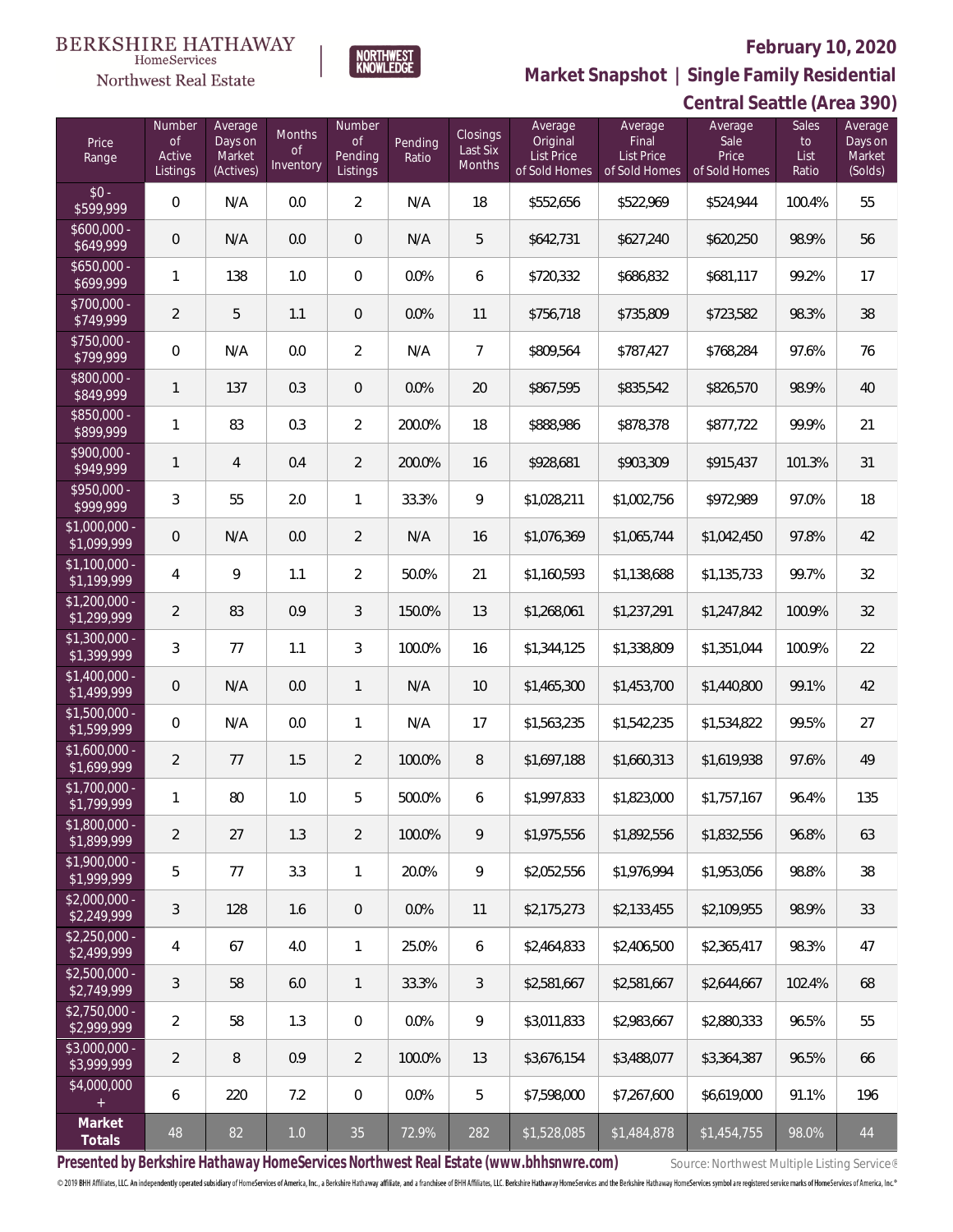BERKSHIRE HATHAWAY HomeServices Northwest Real Estate

NORTHWEST KNOWLEDGE

# February 10, 2020

## Market Snapshot | Single Family Residential

## Central Seattle (Area 390)

| Price Range | Number of Active Listings | Average Days on Market (Actives) | Months of Inventory | Number of Pending Listings | Pending Ratio | Closings Last Six Months | Average Original List Price of Sold Homes | Average Final List Price of Sold Homes | Average Sale Price of Sold Homes | Sales to List Ratio | Average Days on Market (Solds) |
|---|---|---|---|---|---|---|---|---|---|---|---|
| $0 - $599,999 | 0 | N/A | 0.0 | 2 | N/A | 18 | $552,656 | $522,969 | $524,944 | 100.4% | 55 |
| $600,000 - $649,999 | 0 | N/A | 0.0 | 0 | N/A | 5 | $642,731 | $627,240 | $620,250 | 98.9% | 56 |
| $650,000 - $699,999 | 1 | 138 | 1.0 | 0 | 0.0% | 6 | $720,332 | $686,832 | $681,117 | 99.2% | 17 |
| $700,000 - $749,999 | 2 | 5 | 1.1 | 0 | 0.0% | 11 | $756,718 | $735,809 | $723,582 | 98.3% | 38 |
| $750,000 - $799,999 | 0 | N/A | 0.0 | 2 | N/A | 7 | $809,564 | $787,427 | $768,284 | 97.6% | 76 |
| $800,000 - $849,999 | 1 | 137 | 0.3 | 0 | 0.0% | 20 | $867,595 | $835,542 | $826,570 | 98.9% | 40 |
| $850,000 - $899,999 | 1 | 83 | 0.3 | 2 | 200.0% | 18 | $888,986 | $878,378 | $877,722 | 99.9% | 21 |
| $900,000 - $949,999 | 1 | 4 | 0.4 | 2 | 200.0% | 16 | $928,681 | $903,309 | $915,437 | 101.3% | 31 |
| $950,000 - $999,999 | 3 | 55 | 2.0 | 1 | 33.3% | 9 | $1,028,211 | $1,002,756 | $972,989 | 97.0% | 18 |
| $1,000,000 - $1,099,999 | 0 | N/A | 0.0 | 2 | N/A | 16 | $1,076,369 | $1,065,744 | $1,042,450 | 97.8% | 42 |
| $1,100,000 - $1,199,999 | 4 | 9 | 1.1 | 2 | 50.0% | 21 | $1,160,593 | $1,138,688 | $1,135,733 | 99.7% | 32 |
| $1,200,000 - $1,299,999 | 2 | 83 | 0.9 | 3 | 150.0% | 13 | $1,268,061 | $1,237,291 | $1,247,842 | 100.9% | 32 |
| $1,300,000 - $1,399,999 | 3 | 77 | 1.1 | 3 | 100.0% | 16 | $1,344,125 | $1,338,809 | $1,351,044 | 100.9% | 22 |
| $1,400,000 - $1,499,999 | 0 | N/A | 0.0 | 1 | N/A | 10 | $1,465,300 | $1,453,700 | $1,440,800 | 99.1% | 42 |
| $1,500,000 - $1,599,999 | 0 | N/A | 0.0 | 1 | N/A | 17 | $1,563,235 | $1,542,235 | $1,534,822 | 99.5% | 27 |
| $1,600,000 - $1,699,999 | 2 | 77 | 1.5 | 2 | 100.0% | 8 | $1,697,188 | $1,660,313 | $1,619,938 | 97.6% | 49 |
| $1,700,000 - $1,799,999 | 1 | 80 | 1.0 | 5 | 500.0% | 6 | $1,997,833 | $1,823,000 | $1,757,167 | 96.4% | 135 |
| $1,800,000 - $1,899,999 | 2 | 27 | 1.3 | 2 | 100.0% | 9 | $1,975,556 | $1,892,556 | $1,832,556 | 96.8% | 63 |
| $1,900,000 - $1,999,999 | 5 | 77 | 3.3 | 1 | 20.0% | 9 | $2,052,556 | $1,976,994 | $1,953,056 | 98.8% | 38 |
| $2,000,000 - $2,249,999 | 3 | 128 | 1.6 | 0 | 0.0% | 11 | $2,175,273 | $2,133,455 | $2,109,955 | 98.9% | 33 |
| $2,250,000 - $2,499,999 | 4 | 67 | 4.0 | 1 | 25.0% | 6 | $2,464,833 | $2,406,500 | $2,365,417 | 98.3% | 47 |
| $2,500,000 - $2,749,999 | 3 | 58 | 6.0 | 1 | 33.3% | 3 | $2,581,667 | $2,581,667 | $2,644,667 | 102.4% | 68 |
| $2,750,000 - $2,999,999 | 2 | 58 | 1.3 | 0 | 0.0% | 9 | $3,011,833 | $2,983,667 | $2,880,333 | 96.5% | 55 |
| $3,000,000 - $3,999,999 | 2 | 8 | 0.9 | 2 | 100.0% | 13 | $3,676,154 | $3,488,077 | $3,364,387 | 96.5% | 66 |
| $4,000,000 + | 6 | 220 | 7.2 | 0 | 0.0% | 5 | $7,598,000 | $7,267,600 | $6,619,000 | 91.1% | 196 |
| **Market Totals** | 48 | 82 | 1.0 | 35 | 72.9% | 282 | $1,528,085 | $1,484,878 | $1,454,755 | 98.0% | 44 |

**Presented by Berkshire Hathaway HomeServices Northwest Real Estate (www.bhhsnwre.com)**

Source: Northwest Multiple Listing Service®

© 2019 BHH Affiliates, LLC. An independently operated subsidiary of HomeServices of America, Inc., a Berkshire Hathaway affiliate, and a franchisee of BHH Affiliates, LLC. Berkshire Hathaway HomeServices and the Berkshire Hathaway HomeServices symbol are registered service marks of HomeServices of America, Inc.®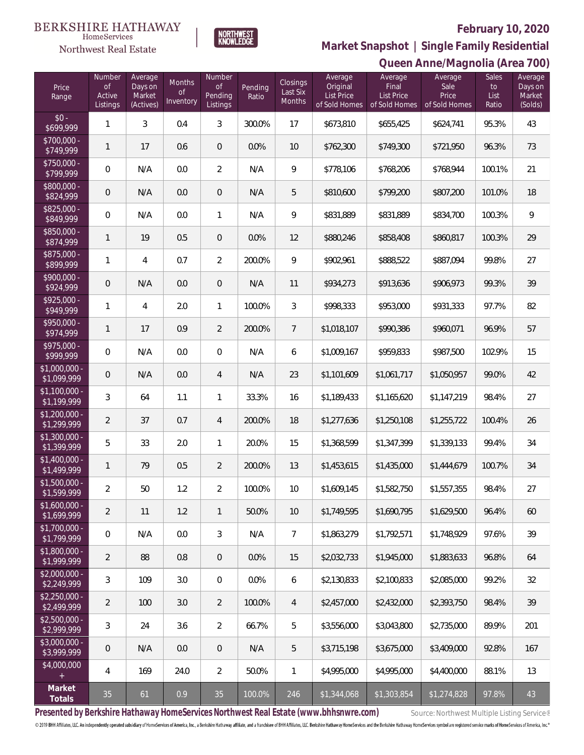BERKSHIRE HATHAWAY HomeServices Northwest Real Estate

NORTHWEST KNOWLEDGE

# February 10, 2020

## Market Snapshot | Single Family Residential

## Queen Anne/Magnolia (Area 700)

| Price Range | Number of Active Listings | Average Days on Market (Actives) | Months of Inventory | Number of Pending Listings | Pending Ratio | Closings Last Six Months | Average Original List Price of Sold Homes | Average Final List Price of Sold Homes | Average Sale Price of Sold Homes | Sales to List Ratio | Average Days on Market (Solds) |
|---|---|---|---|---|---|---|---|---|---|---|---|
| $0 - $699,999 | 1 | 3 | 0.4 | 3 | 300.0% | 17 | $673,810 | $655,425 | $624,741 | 95.3% | 43 |
| $700,000 - $749,999 | 1 | 17 | 0.6 | 0 | 0.0% | 10 | $762,300 | $749,300 | $721,950 | 96.3% | 73 |
| $750,000 - $799,999 | 0 | N/A | 0.0 | 2 | N/A | 9 | $778,106 | $768,206 | $768,944 | 100.1% | 21 |
| $800,000 - $824,999 | 0 | N/A | 0.0 | 0 | N/A | 5 | $810,600 | $799,200 | $807,200 | 101.0% | 18 |
| $825,000 - $849,999 | 0 | N/A | 0.0 | 1 | N/A | 9 | $831,889 | $831,889 | $834,700 | 100.3% | 9 |
| $850,000 - $874,999 | 1 | 19 | 0.5 | 0 | 0.0% | 12 | $880,246 | $858,408 | $860,817 | 100.3% | 29 |
| $875,000 - $899,999 | 1 | 4 | 0.7 | 2 | 200.0% | 9 | $902,961 | $888,522 | $887,094 | 99.8% | 27 |
| $900,000 - $924,999 | 0 | N/A | 0.0 | 0 | N/A | 11 | $934,273 | $913,636 | $906,973 | 99.3% | 39 |
| $925,000 - $949,999 | 1 | 4 | 2.0 | 1 | 100.0% | 3 | $998,333 | $953,000 | $931,333 | 97.7% | 82 |
| $950,000 - $974,999 | 1 | 17 | 0.9 | 2 | 200.0% | 7 | $1,018,107 | $990,386 | $960,071 | 96.9% | 57 |
| $975,000 - $999,999 | 0 | N/A | 0.0 | 0 | N/A | 6 | $1,009,167 | $959,833 | $987,500 | 102.9% | 15 |
| $1,000,000 - $1,099,999 | 0 | N/A | 0.0 | 4 | N/A | 23 | $1,101,609 | $1,061,717 | $1,050,957 | 99.0% | 42 |
| $1,100,000 - $1,199,999 | 3 | 64 | 1.1 | 1 | 33.3% | 16 | $1,189,433 | $1,165,620 | $1,147,219 | 98.4% | 27 |
| $1,200,000 - $1,299,999 | 2 | 37 | 0.7 | 4 | 200.0% | 18 | $1,277,636 | $1,250,108 | $1,255,722 | 100.4% | 26 |
| $1,300,000 - $1,399,999 | 5 | 33 | 2.0 | 1 | 20.0% | 15 | $1,368,599 | $1,347,399 | $1,339,133 | 99.4% | 34 |
| $1,400,000 - $1,499,999 | 1 | 79 | 0.5 | 2 | 200.0% | 13 | $1,453,615 | $1,435,000 | $1,444,679 | 100.7% | 34 |
| $1,500,000 - $1,599,999 | 2 | 50 | 1.2 | 2 | 100.0% | 10 | $1,609,145 | $1,582,750 | $1,557,355 | 98.4% | 27 |
| $1,600,000 - $1,699,999 | 2 | 11 | 1.2 | 1 | 50.0% | 10 | $1,749,595 | $1,690,795 | $1,629,500 | 96.4% | 60 |
| $1,700,000 - $1,799,999 | 0 | N/A | 0.0 | 3 | N/A | 7 | $1,863,279 | $1,792,571 | $1,748,929 | 97.6% | 39 |
| $1,800,000 - $1,999,999 | 2 | 88 | 0.8 | 0 | 0.0% | 15 | $2,032,733 | $1,945,000 | $1,883,633 | 96.8% | 64 |
| $2,000,000 - $2,249,999 | 3 | 109 | 3.0 | 0 | 0.0% | 6 | $2,130,833 | $2,100,833 | $2,085,000 | 99.2% | 32 |
| $2,250,000 - $2,499,999 | 2 | 100 | 3.0 | 2 | 100.0% | 4 | $2,457,000 | $2,432,000 | $2,393,750 | 98.4% | 39 |
| $2,500,000 - $2,999,999 | 3 | 24 | 3.6 | 2 | 66.7% | 5 | $3,556,000 | $3,043,800 | $2,735,000 | 89.9% | 201 |
| $3,000,000 - $3,999,999 | 0 | N/A | 0.0 | 0 | N/A | 5 | $3,715,198 | $3,675,000 | $3,409,000 | 92.8% | 167 |
| $4,000,000 + | 4 | 169 | 24.0 | 2 | 50.0% | 1 | $4,995,000 | $4,995,000 | $4,400,000 | 88.1% | 13 |
| **Market Totals** | 35 | 61 | 0.9 | 35 | 100.0% | 246 | $1,344,068 | $1,303,854 | $1,274,828 | 97.8% | 43 |

**Presented by Berkshire Hathaway HomeServices Northwest Real Estate (www.bhhsnwre.com)**

Source: Northwest Multiple Listing Service®

© 2019 BHH Affiliates, LLC. An independently operated subsidiary of HomeServices of America, Inc., a Berkshire Hathaway affiliate, and a franchisee of BHH Affiliates, LLC. Berkshire Hathaway HomeServices and the Berkshire Hathaway HomeServices symbol are registered service marks of HomeServices of America, Inc.®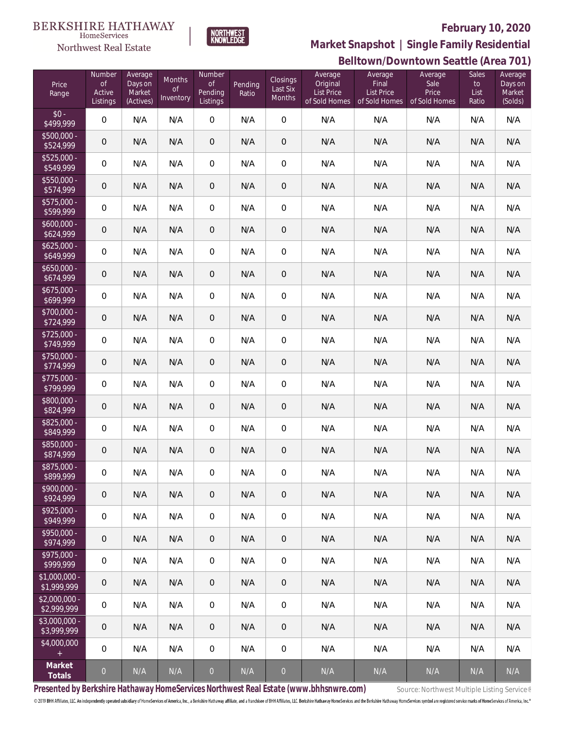BERKSHIRE HATHAWAY HomeServices Northwest Real Estate

NORTHWEST KNOWLEDGE

**February 10, 2020**

**Market Snapshot | Single Family Residential**

**Belltown/Downtown Seattle (Area 701)**

| Price Range | Number of Active Listings | Average Days on Market (Actives) | Months of Inventory | Number of Pending Listings | Pending Ratio | Closings Last Six Months | Average Original List Price of Sold Homes | Average Final List Price of Sold Homes | Average Sale Price of Sold Homes | Sales to List Ratio | Average Days on Market (Solds) |
|---|---|---|---|---|---|---|---|---|---|---|---|
| $0 - $499,999 | 0 | N/A | N/A | 0 | N/A | 0 | N/A | N/A | N/A | N/A | N/A |
| $500,000 - $524,999 | 0 | N/A | N/A | 0 | N/A | 0 | N/A | N/A | N/A | N/A | N/A |
| $525,000 - $549,999 | 0 | N/A | N/A | 0 | N/A | 0 | N/A | N/A | N/A | N/A | N/A |
| $550,000 - $574,999 | 0 | N/A | N/A | 0 | N/A | 0 | N/A | N/A | N/A | N/A | N/A |
| $575,000 - $599,999 | 0 | N/A | N/A | 0 | N/A | 0 | N/A | N/A | N/A | N/A | N/A |
| $600,000 - $624,999 | 0 | N/A | N/A | 0 | N/A | 0 | N/A | N/A | N/A | N/A | N/A |
| $625,000 - $649,999 | 0 | N/A | N/A | 0 | N/A | 0 | N/A | N/A | N/A | N/A | N/A |
| $650,000 - $674,999 | 0 | N/A | N/A | 0 | N/A | 0 | N/A | N/A | N/A | N/A | N/A |
| $675,000 - $699,999 | 0 | N/A | N/A | 0 | N/A | 0 | N/A | N/A | N/A | N/A | N/A |
| $700,000 - $724,999 | 0 | N/A | N/A | 0 | N/A | 0 | N/A | N/A | N/A | N/A | N/A |
| $725,000 - $749,999 | 0 | N/A | N/A | 0 | N/A | 0 | N/A | N/A | N/A | N/A | N/A |
| $750,000 - $774,999 | 0 | N/A | N/A | 0 | N/A | 0 | N/A | N/A | N/A | N/A | N/A |
| $775,000 - $799,999 | 0 | N/A | N/A | 0 | N/A | 0 | N/A | N/A | N/A | N/A | N/A |
| $800,000 - $824,999 | 0 | N/A | N/A | 0 | N/A | 0 | N/A | N/A | N/A | N/A | N/A |
| $825,000 - $849,999 | 0 | N/A | N/A | 0 | N/A | 0 | N/A | N/A | N/A | N/A | N/A |
| $850,000 - $874,999 | 0 | N/A | N/A | 0 | N/A | 0 | N/A | N/A | N/A | N/A | N/A |
| $875,000 - $899,999 | 0 | N/A | N/A | 0 | N/A | 0 | N/A | N/A | N/A | N/A | N/A |
| $900,000 - $924,999 | 0 | N/A | N/A | 0 | N/A | 0 | N/A | N/A | N/A | N/A | N/A |
| $925,000 - $949,999 | 0 | N/A | N/A | 0 | N/A | 0 | N/A | N/A | N/A | N/A | N/A |
| $950,000 - $974,999 | 0 | N/A | N/A | 0 | N/A | 0 | N/A | N/A | N/A | N/A | N/A |
| $975,000 - $999,999 | 0 | N/A | N/A | 0 | N/A | 0 | N/A | N/A | N/A | N/A | N/A |
| $1,000,000 - $1,999,999 | 0 | N/A | N/A | 0 | N/A | 0 | N/A | N/A | N/A | N/A | N/A |
| $2,000,000 - $2,999,999 | 0 | N/A | N/A | 0 | N/A | 0 | N/A | N/A | N/A | N/A | N/A |
| $3,000,000 - $3,999,999 | 0 | N/A | N/A | 0 | N/A | 0 | N/A | N/A | N/A | N/A | N/A |
| $4,000,000 + | 0 | N/A | N/A | 0 | N/A | 0 | N/A | N/A | N/A | N/A | N/A |
| **Market Totals** | 0 | N/A | N/A | 0 | N/A | 0 | N/A | N/A | N/A | N/A | N/A |

**Presented by Berkshire Hathaway HomeServices Northwest Real Estate (www.bhhsnwre.com)**

Source: Northwest Multiple Listing Service®

© 2019 BHH Affiliates, LLC. An independently operated subsidiary of HomeServices of America, Inc., a Berkshire Hathaway affiliate, and a franchisee of BHH Affiliates, LLC. Berkshire Hathaway HomeServices and the Berkshire Hathaway HomeServices symbol are registered service marks of HomeServices of America, Inc.®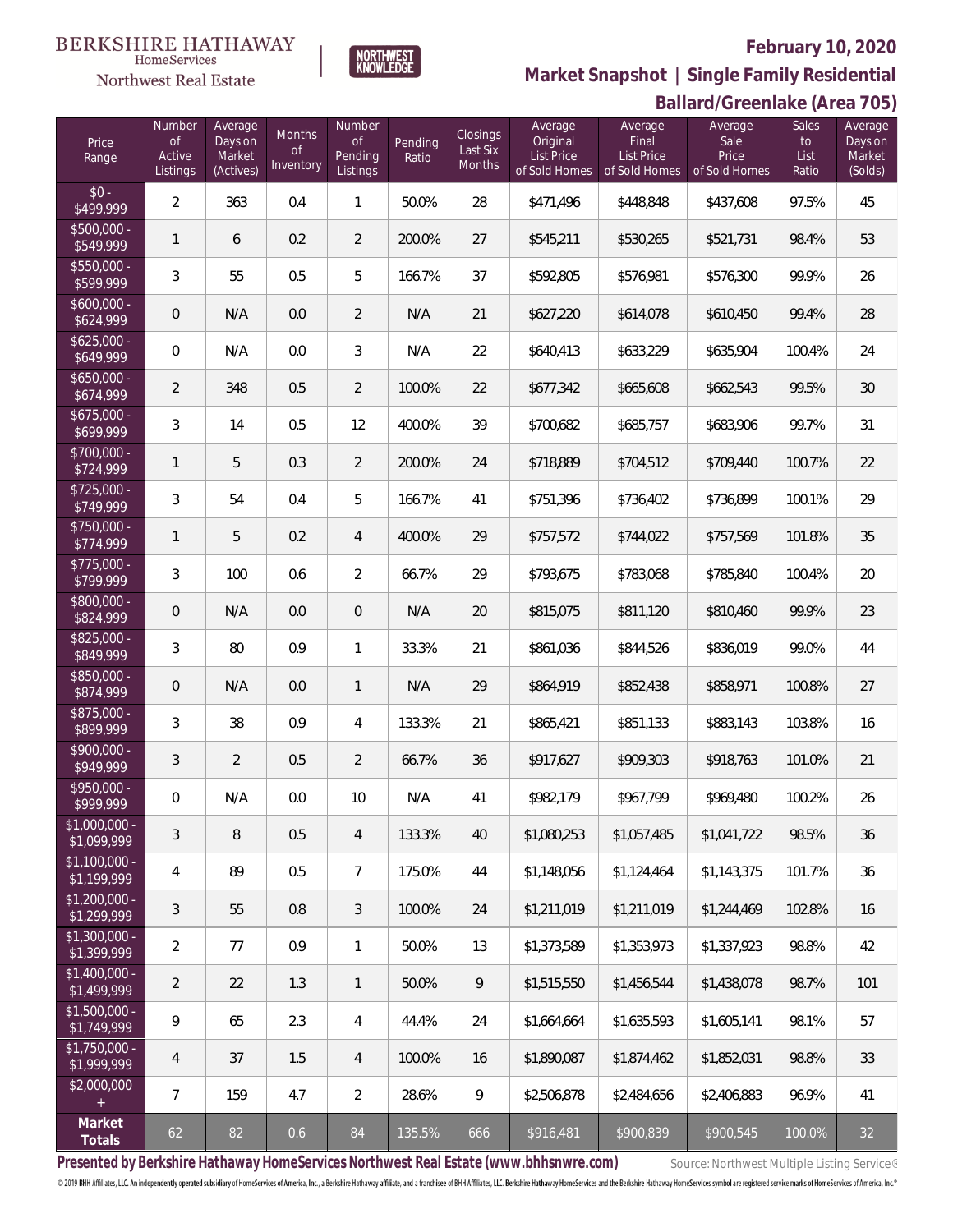BERKSHIRE HATHAWAY HomeServices Northwest Real Estate | NORTHWEST KNOWLEDGE

## February 10, 2020

## Market Snapshot | Single Family Residential

## Ballard/Greenlake (Area 705)

| Price Range | Number of Active Listings | Average Days on Market (Actives) | Months of Inventory | Number of Pending Listings | Pending Ratio | Closings Last Six Months | Average Original List Price of Sold Homes | Average Final List Price of Sold Homes | Average Sale Price of Sold Homes | Sales to List Ratio | Average Days on Market (Solds) |
|---|---|---|---|---|---|---|---|---|---|---|---|
| $0 - $499,999 | 2 | 363 | 0.4 | 1 | 50.0% | 28 | $471,496 | $448,848 | $437,608 | 97.5% | 45 |
| $500,000 - $549,999 | 1 | 6 | 0.2 | 2 | 200.0% | 27 | $545,211 | $530,265 | $521,731 | 98.4% | 53 |
| $550,000 - $599,999 | 3 | 55 | 0.5 | 5 | 166.7% | 37 | $592,805 | $576,981 | $576,300 | 99.9% | 26 |
| $600,000 - $624,999 | 0 | N/A | 0.0 | 2 | N/A | 21 | $627,220 | $614,078 | $610,450 | 99.4% | 28 |
| $625,000 - $649,999 | 0 | N/A | 0.0 | 3 | N/A | 22 | $640,413 | $633,229 | $635,904 | 100.4% | 24 |
| $650,000 - $674,999 | 2 | 348 | 0.5 | 2 | 100.0% | 22 | $677,342 | $665,608 | $662,543 | 99.5% | 30 |
| $675,000 - $699,999 | 3 | 14 | 0.5 | 12 | 400.0% | 39 | $700,682 | $685,757 | $683,906 | 99.7% | 31 |
| $700,000 - $724,999 | 1 | 5 | 0.3 | 2 | 200.0% | 24 | $718,889 | $704,512 | $709,440 | 100.7% | 22 |
| $725,000 - $749,999 | 3 | 54 | 0.4 | 5 | 166.7% | 41 | $751,396 | $736,402 | $736,899 | 100.1% | 29 |
| $750,000 - $774,999 | 1 | 5 | 0.2 | 4 | 400.0% | 29 | $757,572 | $744,022 | $757,569 | 101.8% | 35 |
| $775,000 - $799,999 | 3 | 100 | 0.6 | 2 | 66.7% | 29 | $793,675 | $783,068 | $785,840 | 100.4% | 20 |
| $800,000 - $824,999 | 0 | N/A | 0.0 | 0 | N/A | 20 | $815,075 | $811,120 | $810,460 | 99.9% | 23 |
| $825,000 - $849,999 | 3 | 80 | 0.9 | 1 | 33.3% | 21 | $861,036 | $844,526 | $836,019 | 99.0% | 44 |
| $850,000 - $874,999 | 0 | N/A | 0.0 | 1 | N/A | 29 | $864,919 | $852,438 | $858,971 | 100.8% | 27 |
| $875,000 - $899,999 | 3 | 38 | 0.9 | 4 | 133.3% | 21 | $865,421 | $851,133 | $883,143 | 103.8% | 16 |
| $900,000 - $949,999 | 3 | 2 | 0.5 | 2 | 66.7% | 36 | $917,627 | $909,303 | $918,763 | 101.0% | 21 |
| $950,000 - $999,999 | 0 | N/A | 0.0 | 10 | N/A | 41 | $982,179 | $967,799 | $969,480 | 100.2% | 26 |
| $1,000,000 - $1,099,999 | 3 | 8 | 0.5 | 4 | 133.3% | 40 | $1,080,253 | $1,057,485 | $1,041,722 | 98.5% | 36 |
| $1,100,000 - $1,199,999 | 4 | 89 | 0.5 | 7 | 175.0% | 44 | $1,148,056 | $1,124,464 | $1,143,375 | 101.7% | 36 |
| $1,200,000 - $1,299,999 | 3 | 55 | 0.8 | 3 | 100.0% | 24 | $1,211,019 | $1,211,019 | $1,244,469 | 102.8% | 16 |
| $1,300,000 - $1,399,999 | 2 | 77 | 0.9 | 1 | 50.0% | 13 | $1,373,589 | $1,353,973 | $1,337,923 | 98.8% | 42 |
| $1,400,000 - $1,499,999 | 2 | 22 | 1.3 | 1 | 50.0% | 9 | $1,515,550 | $1,456,544 | $1,438,078 | 98.7% | 101 |
| $1,500,000 - $1,749,999 | 9 | 65 | 2.3 | 4 | 44.4% | 24 | $1,664,664 | $1,635,593 | $1,605,141 | 98.1% | 57 |
| $1,750,000 - $1,999,999 | 4 | 37 | 1.5 | 4 | 100.0% | 16 | $1,890,087 | $1,874,462 | $1,852,031 | 98.8% | 33 |
| $2,000,000 + | 7 | 159 | 4.7 | 2 | 28.6% | 9 | $2,506,878 | $2,484,656 | $2,406,883 | 96.9% | 41 |
| **Market Totals** | 62 | 82 | 0.6 | 84 | 135.5% | 666 | $916,481 | $900,839 | $900,545 | 100.0% | 32 |

**Presented by Berkshire Hathaway HomeServices Northwest Real Estate (www.bhhsnwre.com)** Source: Northwest Multiple Listing Service®

© 2019 BHH Affiliates, LLC. An independently operated subsidiary of HomeServices of America, Inc., a Berkshire Hathaway affiliate, and a franchisee of BHH Affiliates, LLC. Berkshire Hathaway HomeServices and the Berkshire Hathaway HomeServices symbol are registered service marks of HomeServices of America, Inc.®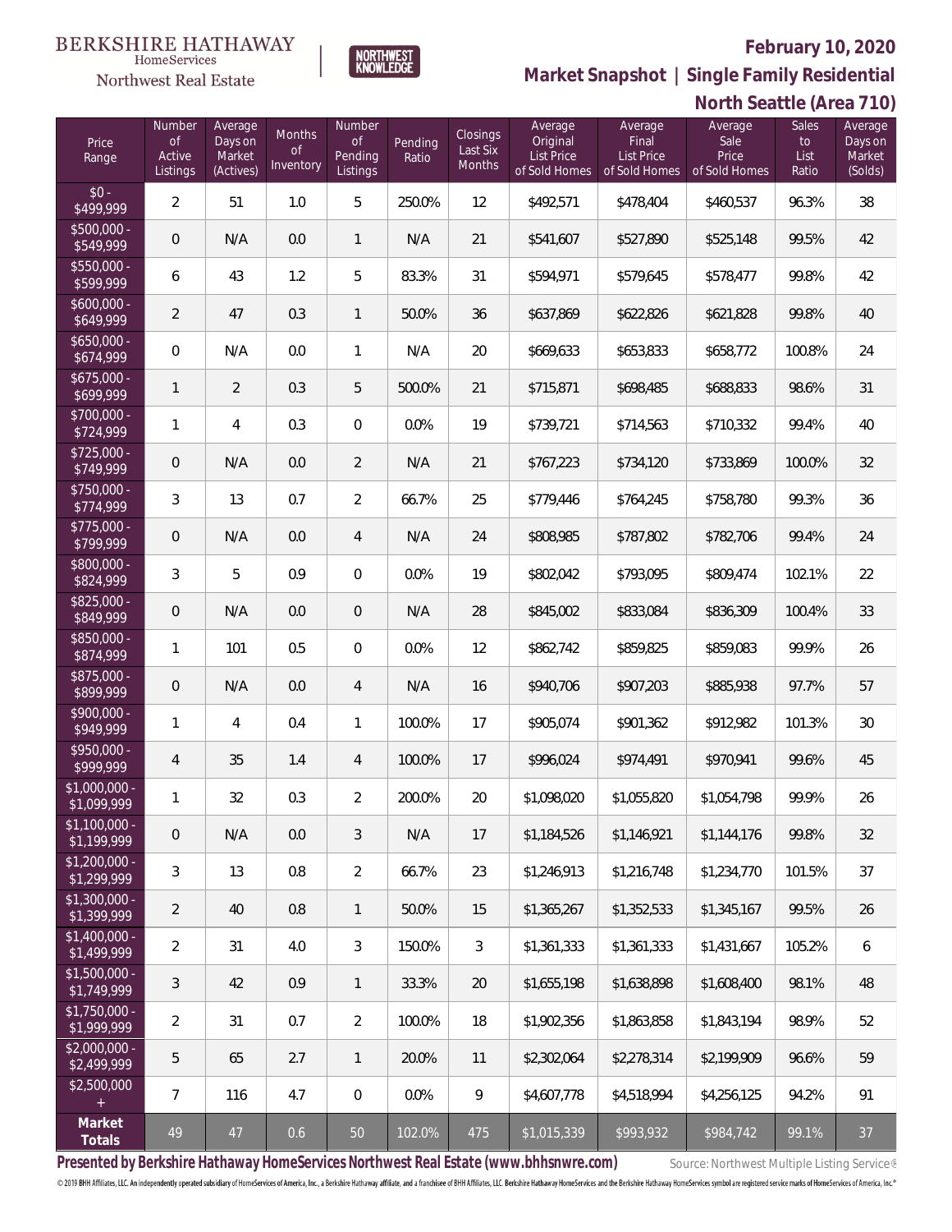BERKSHIRE HATHAWAY HomeServices Northwest Real Estate

NORTHWEST KNOWLEDGE

# February 10, 2020

## Market Snapshot | Single Family Residential

## North Seattle (Area 710)

| Price Range | Number of Active Listings | Average Days on Market (Actives) | Months of Inventory | Number of Pending Listings | Pending Ratio | Closings Last Six Months | Average Original List Price of Sold Homes | Average Final List Price of Sold Homes | Average Sale Price of Sold Homes | Sales to List Ratio | Average Days on Market (Solds) |
|---|---|---|---|---|---|---|---|---|---|---|---|
| $0 - $499,999 | 2 | 51 | 1.0 | 5 | 250.0% | 12 | $492,571 | $478,404 | $460,537 | 96.3% | 38 |
| $500,000 - $549,999 | 0 | N/A | 0.0 | 1 | N/A | 21 | $541,607 | $527,890 | $525,148 | 99.5% | 42 |
| $550,000 - $599,999 | 6 | 43 | 1.2 | 5 | 83.3% | 31 | $594,971 | $579,645 | $578,477 | 99.8% | 42 |
| $600,000 - $649,999 | 2 | 47 | 0.3 | 1 | 50.0% | 36 | $637,869 | $622,826 | $621,828 | 99.8% | 40 |
| $650,000 - $674,999 | 0 | N/A | 0.0 | 1 | N/A | 20 | $669,633 | $653,833 | $658,772 | 100.8% | 24 |
| $675,000 - $699,999 | 1 | 2 | 0.3 | 5 | 500.0% | 21 | $715,871 | $698,485 | $688,833 | 98.6% | 31 |
| $700,000 - $724,999 | 1 | 4 | 0.3 | 0 | 0.0% | 19 | $739,721 | $714,563 | $710,332 | 99.4% | 40 |
| $725,000 - $749,999 | 0 | N/A | 0.0 | 2 | N/A | 21 | $767,223 | $734,120 | $733,869 | 100.0% | 32 |
| $750,000 - $774,999 | 3 | 13 | 0.7 | 2 | 66.7% | 25 | $779,446 | $764,245 | $758,780 | 99.3% | 36 |
| $775,000 - $799,999 | 0 | N/A | 0.0 | 4 | N/A | 24 | $808,985 | $787,802 | $782,706 | 99.4% | 24 |
| $800,000 - $824,999 | 3 | 5 | 0.9 | 0 | 0.0% | 19 | $802,042 | $793,095 | $809,474 | 102.1% | 22 |
| $825,000 - $849,999 | 0 | N/A | 0.0 | 0 | N/A | 28 | $845,002 | $833,084 | $836,309 | 100.4% | 33 |
| $850,000 - $874,999 | 1 | 101 | 0.5 | 0 | 0.0% | 12 | $862,742 | $859,825 | $859,083 | 99.9% | 26 |
| $875,000 - $899,999 | 0 | N/A | 0.0 | 4 | N/A | 16 | $940,706 | $907,203 | $885,938 | 97.7% | 57 |
| $900,000 - $949,999 | 1 | 4 | 0.4 | 1 | 100.0% | 17 | $905,074 | $901,362 | $912,982 | 101.3% | 30 |
| $950,000 - $999,999 | 4 | 35 | 1.4 | 4 | 100.0% | 17 | $996,024 | $974,491 | $970,941 | 99.6% | 45 |
| $1,000,000 - $1,099,999 | 1 | 32 | 0.3 | 2 | 200.0% | 20 | $1,098,020 | $1,055,820 | $1,054,798 | 99.9% | 26 |
| $1,100,000 - $1,199,999 | 0 | N/A | 0.0 | 3 | N/A | 17 | $1,184,526 | $1,146,921 | $1,144,176 | 99.8% | 32 |
| $1,200,000 - $1,299,999 | 3 | 13 | 0.8 | 2 | 66.7% | 23 | $1,246,913 | $1,216,748 | $1,234,770 | 101.5% | 37 |
| $1,300,000 - $1,399,999 | 2 | 40 | 0.8 | 1 | 50.0% | 15 | $1,365,267 | $1,352,533 | $1,345,167 | 99.5% | 26 |
| $1,400,000 - $1,499,999 | 2 | 31 | 4.0 | 3 | 150.0% | 3 | $1,361,333 | $1,361,333 | $1,431,667 | 105.2% | 6 |
| $1,500,000 - $1,749,999 | 3 | 42 | 0.9 | 1 | 33.3% | 20 | $1,655,198 | $1,638,898 | $1,608,400 | 98.1% | 48 |
| $1,750,000 - $1,999,999 | 2 | 31 | 0.7 | 2 | 100.0% | 18 | $1,902,356 | $1,863,858 | $1,843,194 | 98.9% | 52 |
| $2,000,000 - $2,499,999 | 5 | 65 | 2.7 | 1 | 20.0% | 11 | $2,302,064 | $2,278,314 | $2,199,909 | 96.6% | 59 |
| $2,500,000 + | 7 | 116 | 4.7 | 0 | 0.0% | 9 | $4,607,778 | $4,518,994 | $4,256,125 | 94.2% | 91 |
| **Market Totals** | 49 | 47 | 0.6 | 50 | 102.0% | 475 | $1,015,339 | $993,932 | $984,742 | 99.1% | 37 |

**Presented by Berkshire Hathaway HomeServices Northwest Real Estate (www.bhhsnwre.com)**

Source: Northwest Multiple Listing Service®

© 2019 BHH Affiliates, LLC. An independently operated subsidiary of HomeServices of America, Inc., a Berkshire Hathaway affiliate, and a franchisee of BHH Affiliates, LLC. Berkshire Hathaway HomeServices and the Berkshire Hathaway HomeServices symbol are registered service marks of HomeServices of America, Inc.®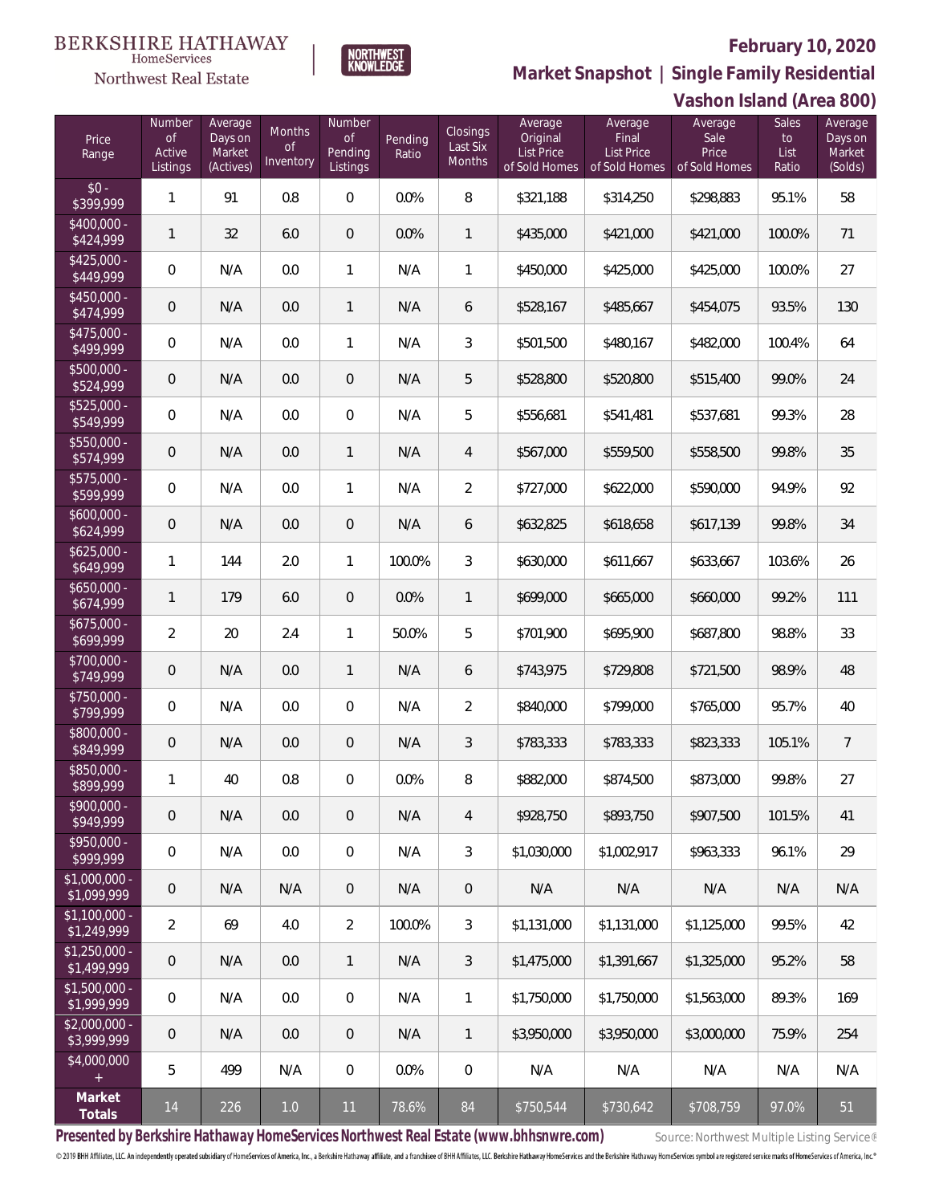BERKSHIRE HATHAWAY
HomeServices
Northwest Real Estate

NORTHWEST KNOWLEDGE

**February 10, 2020**

**Market Snapshot | Single Family Residential**

**Vashon Island (Area 800)**

| Price Range | Number of Active Listings | Average Days on Market (Actives) | Months of Inventory | Number of Pending Listings | Pending Ratio | Closings Last Six Months | Average Original List Price of Sold Homes | Average Final List Price of Sold Homes | Average Sale Price of Sold Homes | Sales to List Ratio | Average Days on Market (Solds) |
|---|---|---|---|---|---|---|---|---|---|---|---|
| $0 - $399,999 | 1 | 91 | 0.8 | 0 | 0.0% | 8 | $321,188 | $314,250 | $298,883 | 95.1% | 58 |
| $400,000 - $424,999 | 1 | 32 | 6.0 | 0 | 0.0% | 1 | $435,000 | $421,000 | $421,000 | 100.0% | 71 |
| $425,000 - $449,999 | 0 | N/A | 0.0 | 1 | N/A | 1 | $450,000 | $425,000 | $425,000 | 100.0% | 27 |
| $450,000 - $474,999 | 0 | N/A | 0.0 | 1 | N/A | 6 | $528,167 | $485,667 | $454,075 | 93.5% | 130 |
| $475,000 - $499,999 | 0 | N/A | 0.0 | 1 | N/A | 3 | $501,500 | $480,167 | $482,000 | 100.4% | 64 |
| $500,000 - $524,999 | 0 | N/A | 0.0 | 0 | N/A | 5 | $528,800 | $520,800 | $515,400 | 99.0% | 24 |
| $525,000 - $549,999 | 0 | N/A | 0.0 | 0 | N/A | 5 | $556,681 | $541,481 | $537,681 | 99.3% | 28 |
| $550,000 - $574,999 | 0 | N/A | 0.0 | 1 | N/A | 4 | $567,000 | $559,500 | $558,500 | 99.8% | 35 |
| $575,000 - $599,999 | 0 | N/A | 0.0 | 1 | N/A | 2 | $727,000 | $622,000 | $590,000 | 94.9% | 92 |
| $600,000 - $624,999 | 0 | N/A | 0.0 | 0 | N/A | 6 | $632,825 | $618,658 | $617,139 | 99.8% | 34 |
| $625,000 - $649,999 | 1 | 144 | 2.0 | 1 | 100.0% | 3 | $630,000 | $611,667 | $633,667 | 103.6% | 26 |
| $650,000 - $674,999 | 1 | 179 | 6.0 | 0 | 0.0% | 1 | $699,000 | $665,000 | $660,000 | 99.2% | 111 |
| $675,000 - $699,999 | 2 | 20 | 2.4 | 1 | 50.0% | 5 | $701,900 | $695,900 | $687,800 | 98.8% | 33 |
| $700,000 - $749,999 | 0 | N/A | 0.0 | 1 | N/A | 6 | $743,975 | $729,808 | $721,500 | 98.9% | 48 |
| $750,000 - $799,999 | 0 | N/A | 0.0 | 0 | N/A | 2 | $840,000 | $799,000 | $765,000 | 95.7% | 40 |
| $800,000 - $849,999 | 0 | N/A | 0.0 | 0 | N/A | 3 | $783,333 | $783,333 | $823,333 | 105.1% | 7 |
| $850,000 - $899,999 | 1 | 40 | 0.8 | 0 | 0.0% | 8 | $882,000 | $874,500 | $873,000 | 99.8% | 27 |
| $900,000 - $949,999 | 0 | N/A | 0.0 | 0 | N/A | 4 | $928,750 | $893,750 | $907,500 | 101.5% | 41 |
| $950,000 - $999,999 | 0 | N/A | 0.0 | 0 | N/A | 3 | $1,030,000 | $1,002,917 | $963,333 | 96.1% | 29 |
| $1,000,000 - $1,099,999 | 0 | N/A | N/A | 0 | N/A | 0 | N/A | N/A | N/A | N/A | N/A |
| $1,100,000 - $1,249,999 | 2 | 69 | 4.0 | 2 | 100.0% | 3 | $1,131,000 | $1,131,000 | $1,125,000 | 99.5% | 42 |
| $1,250,000 - $1,499,999 | 0 | N/A | 0.0 | 1 | N/A | 3 | $1,475,000 | $1,391,667 | $1,325,000 | 95.2% | 58 |
| $1,500,000 - $1,999,999 | 0 | N/A | 0.0 | 0 | N/A | 1 | $1,750,000 | $1,750,000 | $1,563,000 | 89.3% | 169 |
| $2,000,000 - $3,999,999 | 0 | N/A | 0.0 | 0 | N/A | 1 | $3,950,000 | $3,950,000 | $3,000,000 | 75.9% | 254 |
| $4,000,000 + | 5 | 499 | N/A | 0 | 0.0% | 0 | N/A | N/A | N/A | N/A | N/A |
| **Market Totals** | 14 | 226 | 1.0 | 11 | 78.6% | 84 | $750,544 | $730,642 | $708,759 | 97.0% | 51 |

**Presented by Berkshire Hathaway HomeServices Northwest Real Estate (www.bhhsnwre.com)**

Source: Northwest Multiple Listing Service®

© 2019 BHH Affiliates, LLC. An independently operated subsidiary of HomeServices of America, Inc., a Berkshire Hathaway affiliate, and a franchisee of BHH Affiliates, LLC. Berkshire Hathaway HomeServices and the Berkshire Hathaway HomeServices symbol are registered service marks of HomeServices of America, Inc.®